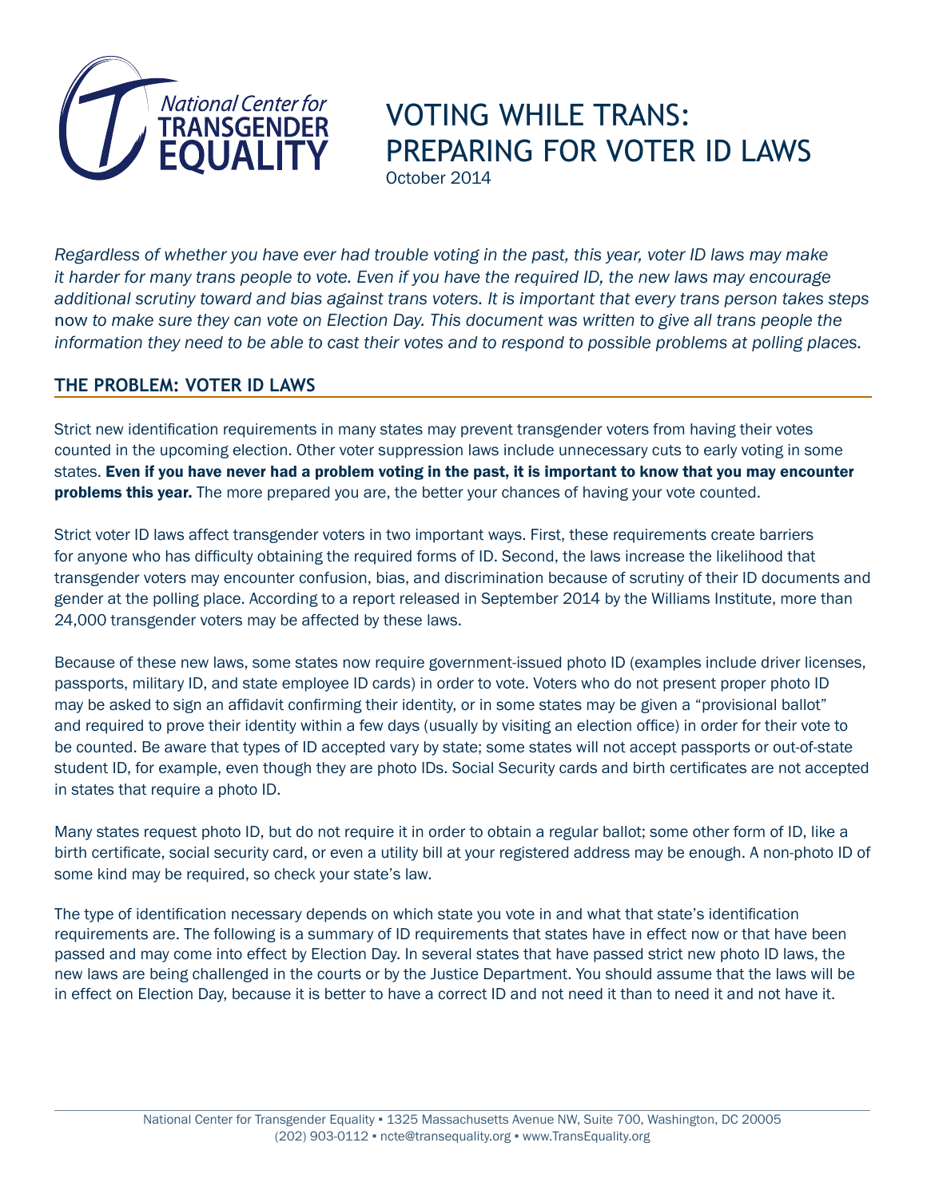National Center for TRANSGENDER EQUALITY

# VOTING WHILE TRANS: PREPARING FOR VOTER ID LAWS

October 2014

*Regardless of whether you have ever had trouble voting in the past, this year, voter ID laws may make it harder for many trans people to vote. Even if you have the required ID, the new laws may encourage additional scrutiny toward and bias against trans voters. It is important that every trans person takes steps* now *to make sure they can vote on Election Day. This document was written to give all trans people the information they need to be able to cast their votes and to respond to possible problems at polling places.*

## THE PROBLEM: VOTER ID LAWS

Strict new identification requirements in many states may prevent transgender voters from having their votes counted in the upcoming election. Other voter suppression laws include unnecessary cuts to early voting in some states. **Even if you have never had a problem voting in the past, it is important to know that you may encounter problems this year.** The more prepared you are, the better your chances of having your vote counted.

Strict voter ID laws affect transgender voters in two important ways. First, these requirements create barriers for anyone who has difficulty obtaining the required forms of ID. Second, the laws increase the likelihood that transgender voters may encounter confusion, bias, and discrimination because of scrutiny of their ID documents and gender at the polling place. According to a report released in September 2014 by the Williams Institute, more than 24,000 transgender voters may be affected by these laws.

Because of these new laws, some states now require government-issued photo ID (examples include driver licenses, passports, military ID, and state employee ID cards) in order to vote. Voters who do not present proper photo ID may be asked to sign an affidavit confirming their identity, or in some states may be given a "provisional ballot" and required to prove their identity within a few days (usually by visiting an election office) in order for their vote to be counted. Be aware that types of ID accepted vary by state; some states will not accept passports or out-of-state student ID, for example, even though they are photo IDs. Social Security cards and birth certificates are not accepted in states that require a photo ID.

Many states request photo ID, but do not require it in order to obtain a regular ballot; some other form of ID, like a birth certificate, social security card, or even a utility bill at your registered address may be enough. A non-photo ID of some kind may be required, so check your state's law.

The type of identification necessary depends on which state you vote in and what that state's identification requirements are. The following is a summary of ID requirements that states have in effect now or that have been passed and may come into effect by Election Day. In several states that have passed strict new photo ID laws, the new laws are being challenged in the courts or by the Justice Department. You should assume that the laws will be in effect on Election Day, because it is better to have a correct ID and not need it than to need it and not have it.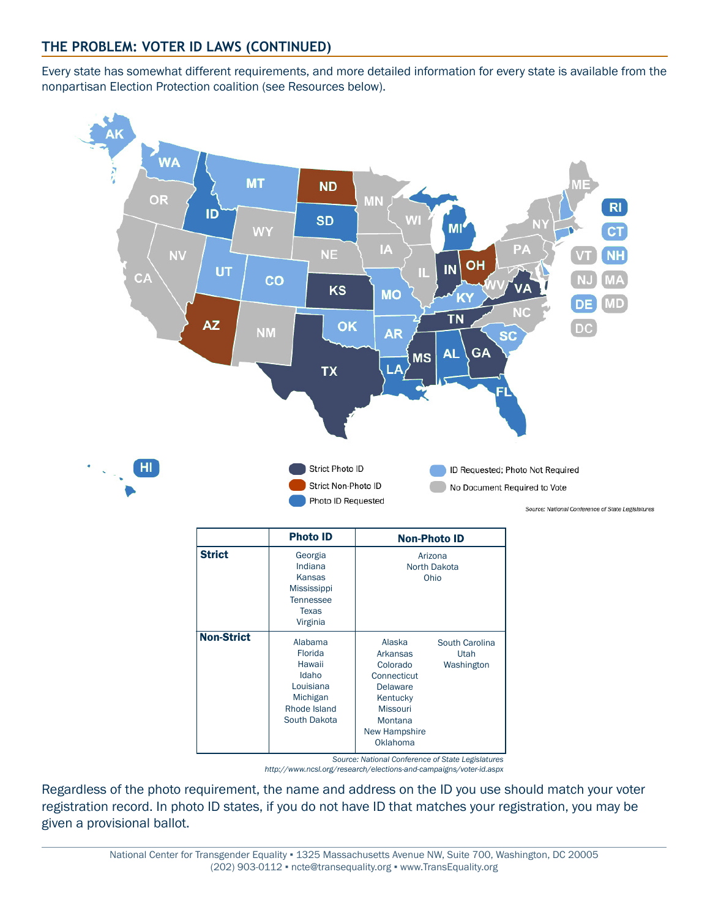## THE PROBLEM: VOTER ID LAWS (CONTINUED)

Every state has somewhat different requirements, and more detailed information for every state is available from the nonpartisan Election Protection coalition (see Resources below).

Strict Photo ID
Strict Non-Photo ID
Photo ID Requested
ID Requested; Photo Not Required
No Document Required to Vote

*Source: National Conference of State Legislatures*

| | Photo ID | Non-Photo ID |
|---|---|---|
| **Strict** | Georgia<br>Indiana<br>Kansas<br>Mississippi<br>Tennessee<br>Texas<br>Virginia | Arizona<br>North Dakota<br>Ohio |
| **Non-Strict** | Alabama<br>Florida<br>Hawaii<br>Idaho<br>Louisiana<br>Michigan<br>Rhode Island<br>South Dakota | Alaska<br>Arkansas<br>Colorado<br>Connecticut<br>Delaware<br>Kentucky<br>Missouri<br>Montana<br>New Hampshire<br>Oklahoma<br>South Carolina<br>Utah<br>Washington |

*Source: National Conference of State Legislatures*
*http://www.ncsl.org/research/elections-and-campaigns/voter-id.aspx*

Regardless of the photo requirement, the name and address on the ID you use should match your voter registration record. In photo ID states, if you do not have ID that matches your registration, you may be given a provisional ballot.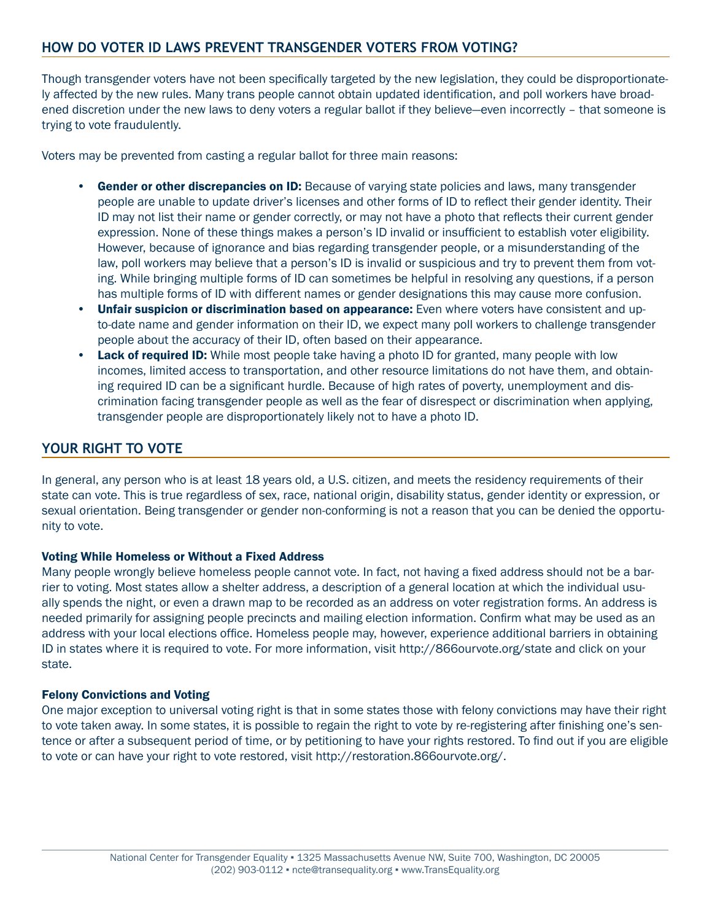## HOW DO VOTER ID LAWS PREVENT TRANSGENDER VOTERS FROM VOTING?

Though transgender voters have not been specifically targeted by the new legislation, they could be disproportionately affected by the new rules. Many trans people cannot obtain updated identification, and poll workers have broadened discretion under the new laws to deny voters a regular ballot if they believe—even incorrectly – that someone is trying to vote fraudulently.

Voters may be prevented from casting a regular ballot for three main reasons:

- **Gender or other discrepancies on ID:** Because of varying state policies and laws, many transgender people are unable to update driver's licenses and other forms of ID to reflect their gender identity. Their ID may not list their name or gender correctly, or may not have a photo that reflects their current gender expression. None of these things makes a person's ID invalid or insufficient to establish voter eligibility. However, because of ignorance and bias regarding transgender people, or a misunderstanding of the law, poll workers may believe that a person's ID is invalid or suspicious and try to prevent them from voting. While bringing multiple forms of ID can sometimes be helpful in resolving any questions, if a person has multiple forms of ID with different names or gender designations this may cause more confusion.
- **Unfair suspicion or discrimination based on appearance:** Even where voters have consistent and up-to-date name and gender information on their ID, we expect many poll workers to challenge transgender people about the accuracy of their ID, often based on their appearance.
- **Lack of required ID:** While most people take having a photo ID for granted, many people with low incomes, limited access to transportation, and other resource limitations do not have them, and obtaining required ID can be a significant hurdle. Because of high rates of poverty, unemployment and discrimination facing transgender people as well as the fear of disrespect or discrimination when applying, transgender people are disproportionately likely not to have a photo ID.

## YOUR RIGHT TO VOTE

In general, any person who is at least 18 years old, a U.S. citizen, and meets the residency requirements of their state can vote. This is true regardless of sex, race, national origin, disability status, gender identity or expression, or sexual orientation. Being transgender or gender non-conforming is not a reason that you can be denied the opportunity to vote.

### Voting While Homeless or Without a Fixed Address

Many people wrongly believe homeless people cannot vote. In fact, not having a fixed address should not be a barrier to voting. Most states allow a shelter address, a description of a general location at which the individual usually spends the night, or even a drawn map to be recorded as an address on voter registration forms. An address is needed primarily for assigning people precincts and mailing election information. Confirm what may be used as an address with your local elections office. Homeless people may, however, experience additional barriers in obtaining ID in states where it is required to vote. For more information, visit http://866ourvote.org/state and click on your state.

### Felony Convictions and Voting

One major exception to universal voting right is that in some states those with felony convictions may have their right to vote taken away. In some states, it is possible to regain the right to vote by re-registering after finishing one's sentence or after a subsequent period of time, or by petitioning to have your rights restored. To find out if you are eligible to vote or can have your right to vote restored, visit http://restoration.866ourvote.org/.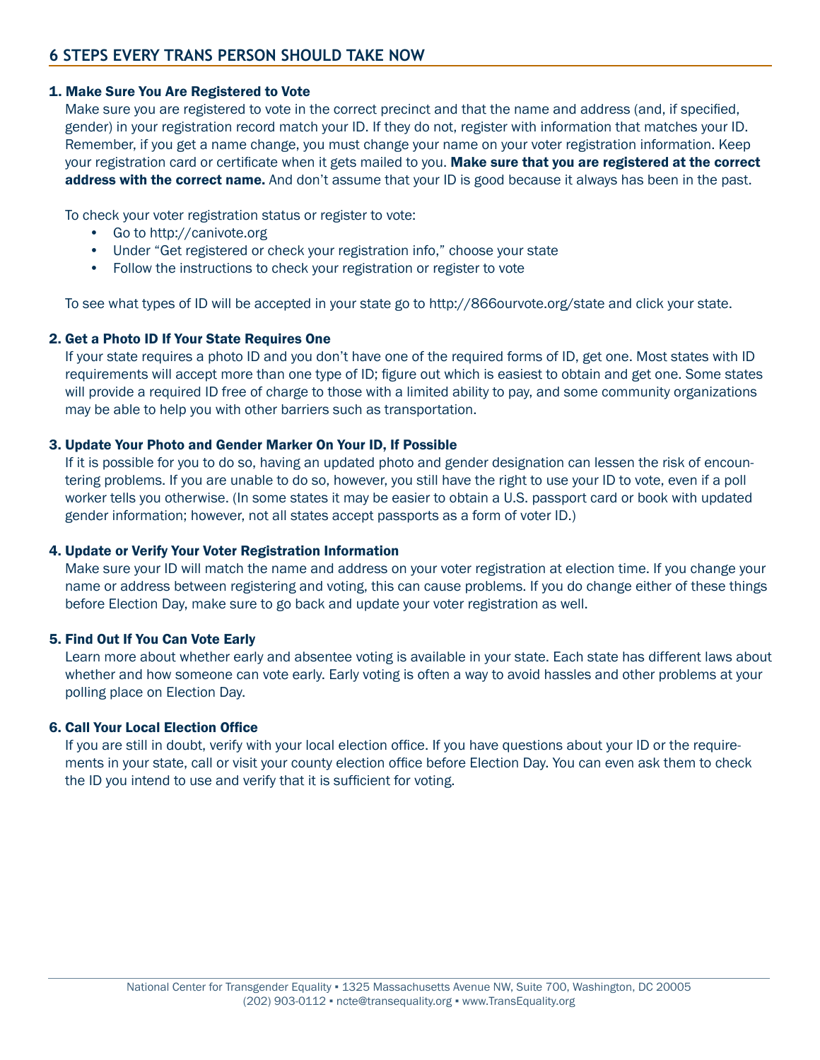## 6 STEPS EVERY TRANS PERSON SHOULD TAKE NOW

### 1. Make Sure You Are Registered to Vote

Make sure you are registered to vote in the correct precinct and that the name and address (and, if specified, gender) in your registration record match your ID. If they do not, register with information that matches your ID. Remember, if you get a name change, you must change your name on your voter registration information. Keep your registration card or certificate when it gets mailed to you. **Make sure that you are registered at the correct address with the correct name.** And don't assume that your ID is good because it always has been in the past.

To check your voter registration status or register to vote:

- Go to http://canivote.org
- Under "Get registered or check your registration info," choose your state
- Follow the instructions to check your registration or register to vote

To see what types of ID will be accepted in your state go to http://866ourvote.org/state and click your state.

### 2. Get a Photo ID If Your State Requires One

If your state requires a photo ID and you don't have one of the required forms of ID, get one. Most states with ID requirements will accept more than one type of ID; figure out which is easiest to obtain and get one. Some states will provide a required ID free of charge to those with a limited ability to pay, and some community organizations may be able to help you with other barriers such as transportation.

### 3. Update Your Photo and Gender Marker On Your ID, If Possible

If it is possible for you to do so, having an updated photo and gender designation can lessen the risk of encountering problems. If you are unable to do so, however, you still have the right to use your ID to vote, even if a poll worker tells you otherwise. (In some states it may be easier to obtain a U.S. passport card or book with updated gender information; however, not all states accept passports as a form of voter ID.)

### 4. Update or Verify Your Voter Registration Information

Make sure your ID will match the name and address on your voter registration at election time. If you change your name or address between registering and voting, this can cause problems. If you do change either of these things before Election Day, make sure to go back and update your voter registration as well.

### 5. Find Out If You Can Vote Early

Learn more about whether early and absentee voting is available in your state. Each state has different laws about whether and how someone can vote early. Early voting is often a way to avoid hassles and other problems at your polling place on Election Day.

### 6. Call Your Local Election Office

If you are still in doubt, verify with your local election office. If you have questions about your ID or the requirements in your state, call or visit your county election office before Election Day. You can even ask them to check the ID you intend to use and verify that it is sufficient for voting.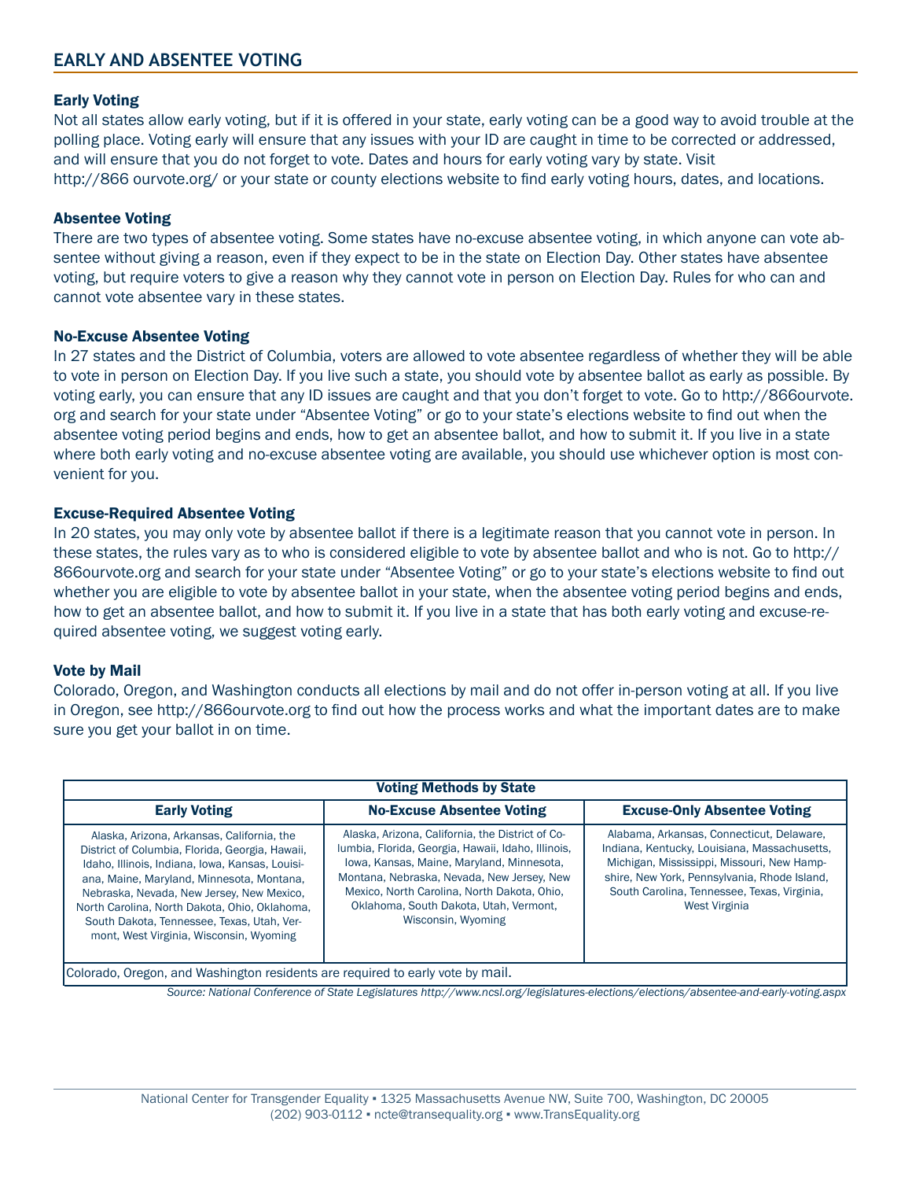## EARLY AND ABSENTEE VOTING

### Early Voting

Not all states allow early voting, but if it is offered in your state, early voting can be a good way to avoid trouble at the polling place. Voting early will ensure that any issues with your ID are caught in time to be corrected or addressed, and will ensure that you do not forget to vote. Dates and hours for early voting vary by state. Visit http://866 ourvote.org/ or your state or county elections website to find early voting hours, dates, and locations.

### Absentee Voting

There are two types of absentee voting. Some states have no-excuse absentee voting, in which anyone can vote absentee without giving a reason, even if they expect to be in the state on Election Day. Other states have absentee voting, but require voters to give a reason why they cannot vote in person on Election Day. Rules for who can and cannot vote absentee vary in these states.

### No-Excuse Absentee Voting

In 27 states and the District of Columbia, voters are allowed to vote absentee regardless of whether they will be able to vote in person on Election Day. If you live such a state, you should vote by absentee ballot as early as possible. By voting early, you can ensure that any ID issues are caught and that you don't forget to vote. Go to http://866ourvote.org and search for your state under "Absentee Voting" or go to your state's elections website to find out when the absentee voting period begins and ends, how to get an absentee ballot, and how to submit it. If you live in a state where both early voting and no-excuse absentee voting are available, you should use whichever option is most convenient for you.

### Excuse-Required Absentee Voting

In 20 states, you may only vote by absentee ballot if there is a legitimate reason that you cannot vote in person. In these states, the rules vary as to who is considered eligible to vote by absentee ballot and who is not. Go to http://866ourvote.org and search for your state under "Absentee Voting" or go to your state's elections website to find out whether you are eligible to vote by absentee ballot in your state, when the absentee voting period begins and ends, how to get an absentee ballot, and how to submit it. If you live in a state that has both early voting and excuse-required absentee voting, we suggest voting early.

### Vote by Mail

Colorado, Oregon, and Washington conducts all elections by mail and do not offer in-person voting at all. If you live in Oregon, see http://866ourvote.org to find out how the process works and what the important dates are to make sure you get your ballot in on time.

**Voting Methods by State**

| Early Voting | No-Excuse Absentee Voting | Excuse-Only Absentee Voting |
|---|---|---|
| Alaska, Arizona, Arkansas, California, the District of Columbia, Florida, Georgia, Hawaii, Idaho, Illinois, Indiana, Iowa, Kansas, Louisiana, Maine, Maryland, Minnesota, Montana, Nebraska, Nevada, New Jersey, New Mexico, North Carolina, North Dakota, Ohio, Oklahoma, South Dakota, Tennessee, Texas, Utah, Vermont, West Virginia, Wisconsin, Wyoming | Alaska, Arizona, California, the District of Columbia, Florida, Georgia, Hawaii, Idaho, Illinois, Iowa, Kansas, Maine, Maryland, Minnesota, Montana, Nebraska, Nevada, New Jersey, New Mexico, North Carolina, North Dakota, Ohio, Oklahoma, South Dakota, Utah, Vermont, Wisconsin, Wyoming | Alabama, Arkansas, Connecticut, Delaware, Indiana, Kentucky, Louisiana, Massachusetts, Michigan, Mississippi, Missouri, New Hampshire, New York, Pennsylvania, Rhode Island, South Carolina, Tennessee, Texas, Virginia, West Virginia |
| Colorado, Oregon, and Washington residents are required to early vote by mail. | | |

*Source: National Conference of State Legislatures http://www.ncsl.org/legislatures-elections/elections/absentee-and-early-voting.aspx*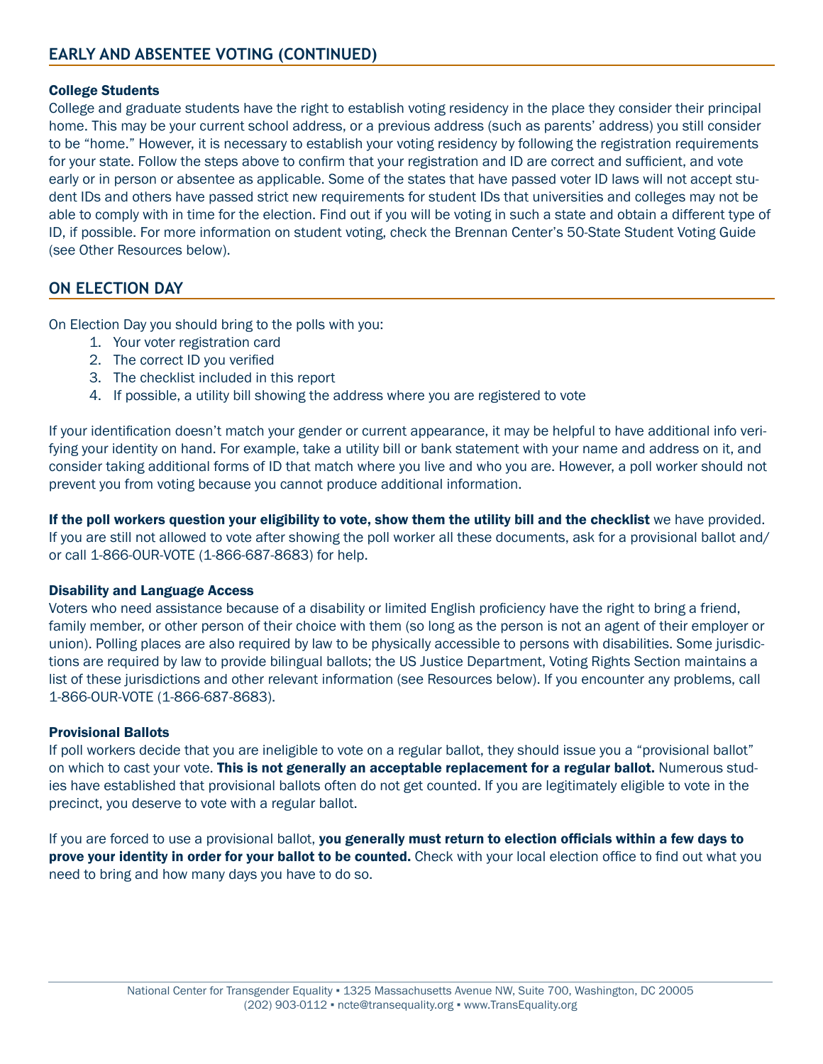## EARLY AND ABSENTEE VOTING (CONTINUED)

### College Students

College and graduate students have the right to establish voting residency in the place they consider their principal home. This may be your current school address, or a previous address (such as parents' address) you still consider to be "home." However, it is necessary to establish your voting residency by following the registration requirements for your state. Follow the steps above to confirm that your registration and ID are correct and sufficient, and vote early or in person or absentee as applicable. Some of the states that have passed voter ID laws will not accept student IDs and others have passed strict new requirements for student IDs that universities and colleges may not be able to comply with in time for the election. Find out if you will be voting in such a state and obtain a different type of ID, if possible. For more information on student voting, check the Brennan Center's 50-State Student Voting Guide (see Other Resources below).

## ON ELECTION DAY

On Election Day you should bring to the polls with you:

1. Your voter registration card
2. The correct ID you verified
3. The checklist included in this report
4. If possible, a utility bill showing the address where you are registered to vote

If your identification doesn't match your gender or current appearance, it may be helpful to have additional info verifying your identity on hand. For example, take a utility bill or bank statement with your name and address on it, and consider taking additional forms of ID that match where you live and who you are. However, a poll worker should not prevent you from voting because you cannot produce additional information.

**If the poll workers question your eligibility to vote, show them the utility bill and the checklist** we have provided. If you are still not allowed to vote after showing the poll worker all these documents, ask for a provisional ballot and/or call 1-866-OUR-VOTE (1-866-687-8683) for help.

### Disability and Language Access

Voters who need assistance because of a disability or limited English proficiency have the right to bring a friend, family member, or other person of their choice with them (so long as the person is not an agent of their employer or union). Polling places are also required by law to be physically accessible to persons with disabilities. Some jurisdictions are required by law to provide bilingual ballots; the US Justice Department, Voting Rights Section maintains a list of these jurisdictions and other relevant information (see Resources below). If you encounter any problems, call 1-866-OUR-VOTE (1-866-687-8683).

### Provisional Ballots

If poll workers decide that you are ineligible to vote on a regular ballot, they should issue you a "provisional ballot" on which to cast your vote. **This is not generally an acceptable replacement for a regular ballot.** Numerous studies have established that provisional ballots often do not get counted. If you are legitimately eligible to vote in the precinct, you deserve to vote with a regular ballot.

If you are forced to use a provisional ballot, **you generally must return to election officials within a few days to prove your identity in order for your ballot to be counted.** Check with your local election office to find out what you need to bring and how many days you have to do so.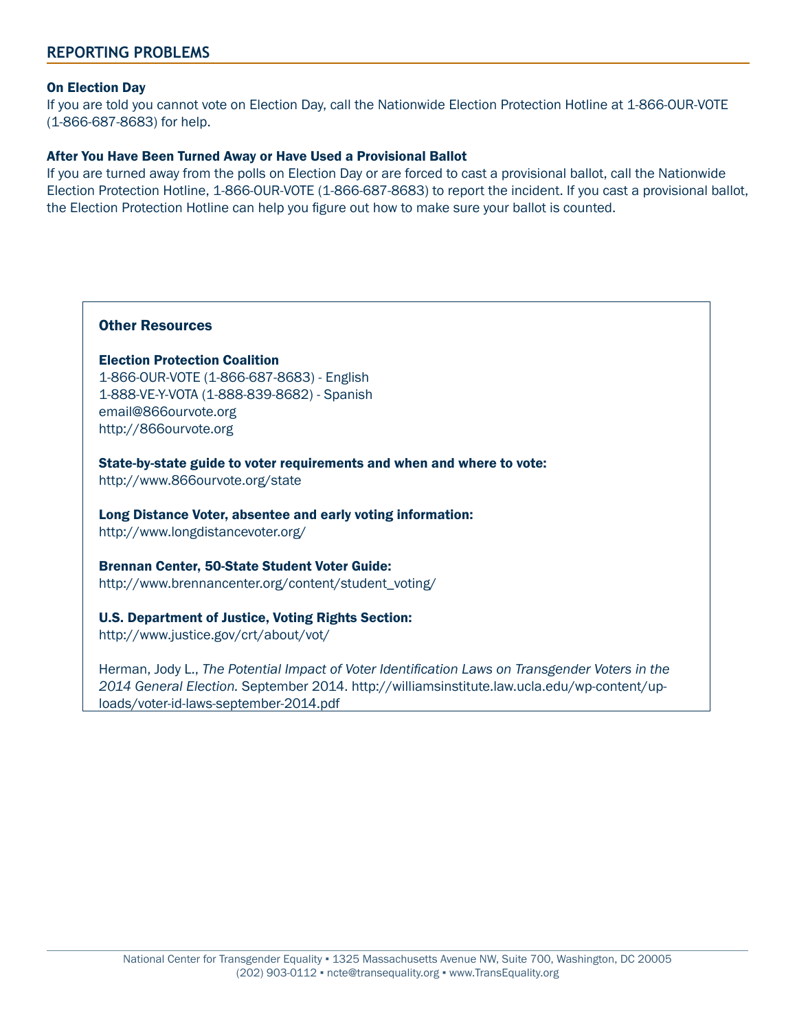## REPORTING PROBLEMS

### On Election Day

If you are told you cannot vote on Election Day, call the Nationwide Election Protection Hotline at 1-866-OUR-VOTE (1-866-687-8683) for help.

### After You Have Been Turned Away or Have Used a Provisional Ballot

If you are turned away from the polls on Election Day or are forced to cast a provisional ballot, call the Nationwide Election Protection Hotline, 1-866-OUR-VOTE (1-866-687-8683) to report the incident. If you cast a provisional ballot, the Election Protection Hotline can help you figure out how to make sure your ballot is counted.

### Other Resources

**Election Protection Coalition**
1-866-OUR-VOTE (1-866-687-8683) - English
1-888-VE-Y-VOTA (1-888-839-8682) - Spanish
email@866ourvote.org
http://866ourvote.org

**State-by-state guide to voter requirements and when and where to vote:**
http://www.866ourvote.org/state

**Long Distance Voter, absentee and early voting information:**
http://www.longdistancevoter.org/

**Brennan Center, 50-State Student Voter Guide:**
http://www.brennancenter.org/content/student_voting/

**U.S. Department of Justice, Voting Rights Section:**
http://www.justice.gov/crt/about/vot/

Herman, Jody L., *The Potential Impact of Voter Identification Laws on Transgender Voters in the 2014 General Election.* September 2014. http://williamsinstitute.law.ucla.edu/wp-content/uploads/voter-id-laws-september-2014.pdf

National Center for Transgender Equality ▪ 1325 Massachusetts Avenue NW, Suite 700, Washington, DC 20005
(202) 903-0112 ▪ ncte@transequality.org ▪ www.TransEquality.org